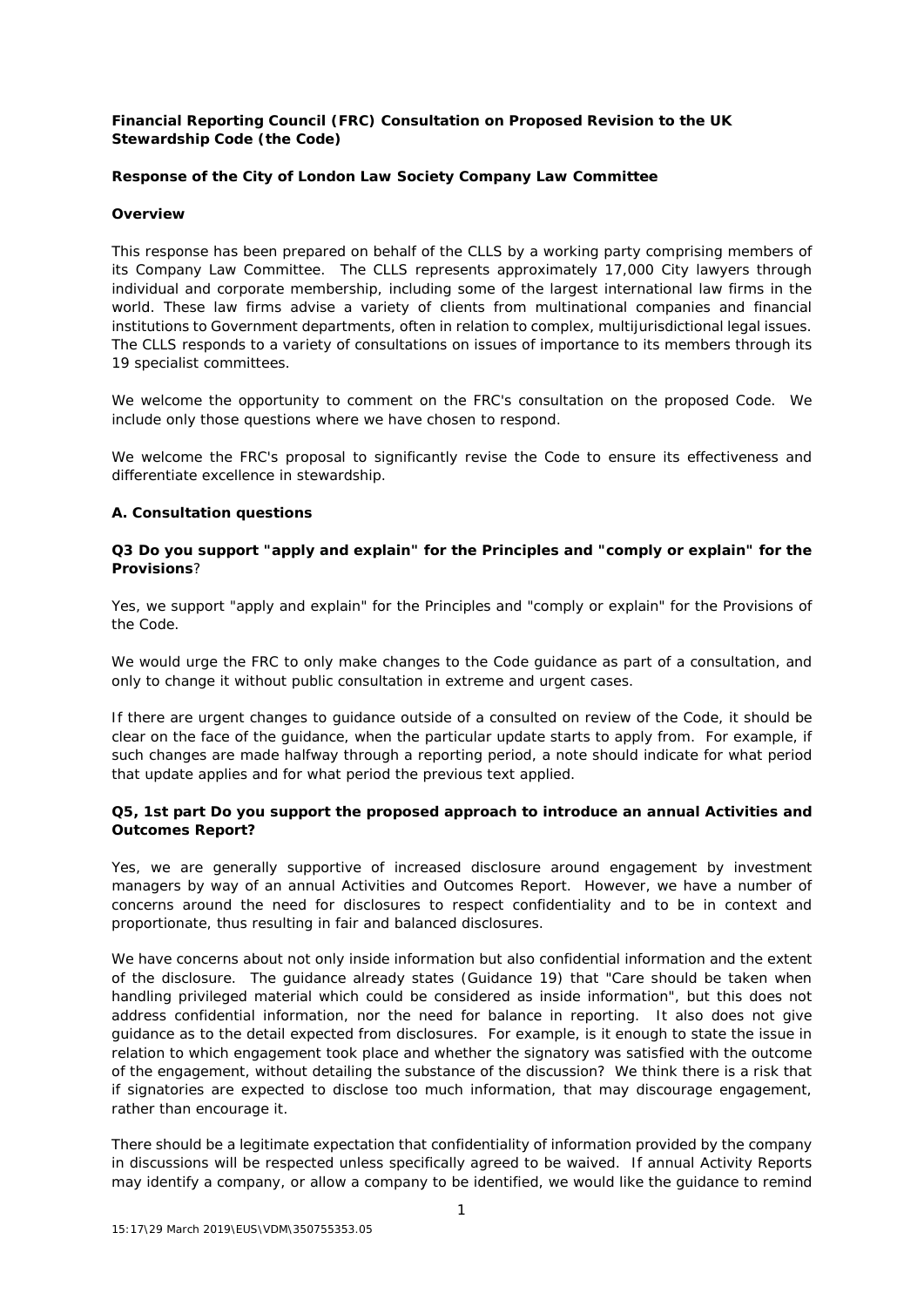**Financial Reporting Council (FRC) Consultation on Proposed Revision to the UK Stewardship Code (the Code)**

**Response of the City of London Law Society Company Law Committee**

**Overview**

This response has been prepared on behalf of the CLLS by a working party comprising members of its Company Law Committee. The CLLS represents approximately 17,000 City lawyers through individual and corporate membership, including some of the largest international law firms in the world. These law firms advise a variety of clients from multinational companies and financial institutions to Government departments, often in relation to complex, multijurisdictional legal issues. The CLLS responds to a variety of consultations on issues of importance to its members through its 19 specialist committees.

We welcome the opportunity to comment on the FRC's consultation on the proposed Code. We include only those questions where we have chosen to respond.

We welcome the FRC's proposal to significantly revise the Code to ensure its effectiveness and differentiate excellence in stewardship.

**A. Consultation questions**

**Q3 Do you support "apply and explain" for the Principles and "comply or explain" for the Provisions**?

Yes, we support "apply and explain" for the Principles and "comply or explain" for the Provisions of the Code.

We would urge the FRC to only make changes to the Code guidance as part of a consultation, and only to change it without public consultation in extreme and urgent cases.

If there are urgent changes to guidance outside of a consulted on review of the Code, it should be clear on the face of the guidance, when the particular update starts to apply from. For example, if such changes are made halfway through a reporting period, a note should indicate for what period that update applies and for what period the previous text applied.

**Q5, 1st part Do you support the proposed approach to introduce an annual Activities and Outcomes Report?**

Yes, we are generally supportive of increased disclosure around engagement by investment managers by way of an annual Activities and Outcomes Report. However, we have a number of concerns around the need for disclosures to respect confidentiality and to be in context and proportionate, thus resulting in fair and balanced disclosures.

We have concerns about not only inside information but also confidential information and the extent of the disclosure. The guidance already states (Guidance 19) that "Care should be taken when handling privileged material which could be considered as inside information", but this does not address confidential information, nor the need for balance in reporting. It also does not give guidance as to the detail expected from disclosures. For example, is it enough to state the issue in relation to which engagement took place and whether the signatory was satisfied with the outcome of the engagement, without detailing the substance of the discussion? We think there is a risk that if signatories are expected to disclose too much information, that may discourage engagement, rather than encourage it.

There should be a legitimate expectation that confidentiality of information provided by the company in discussions will be respected unless specifically agreed to be waived. If annual Activity Reports may identify a company, or allow a company to be identified, we would like the guidance to remind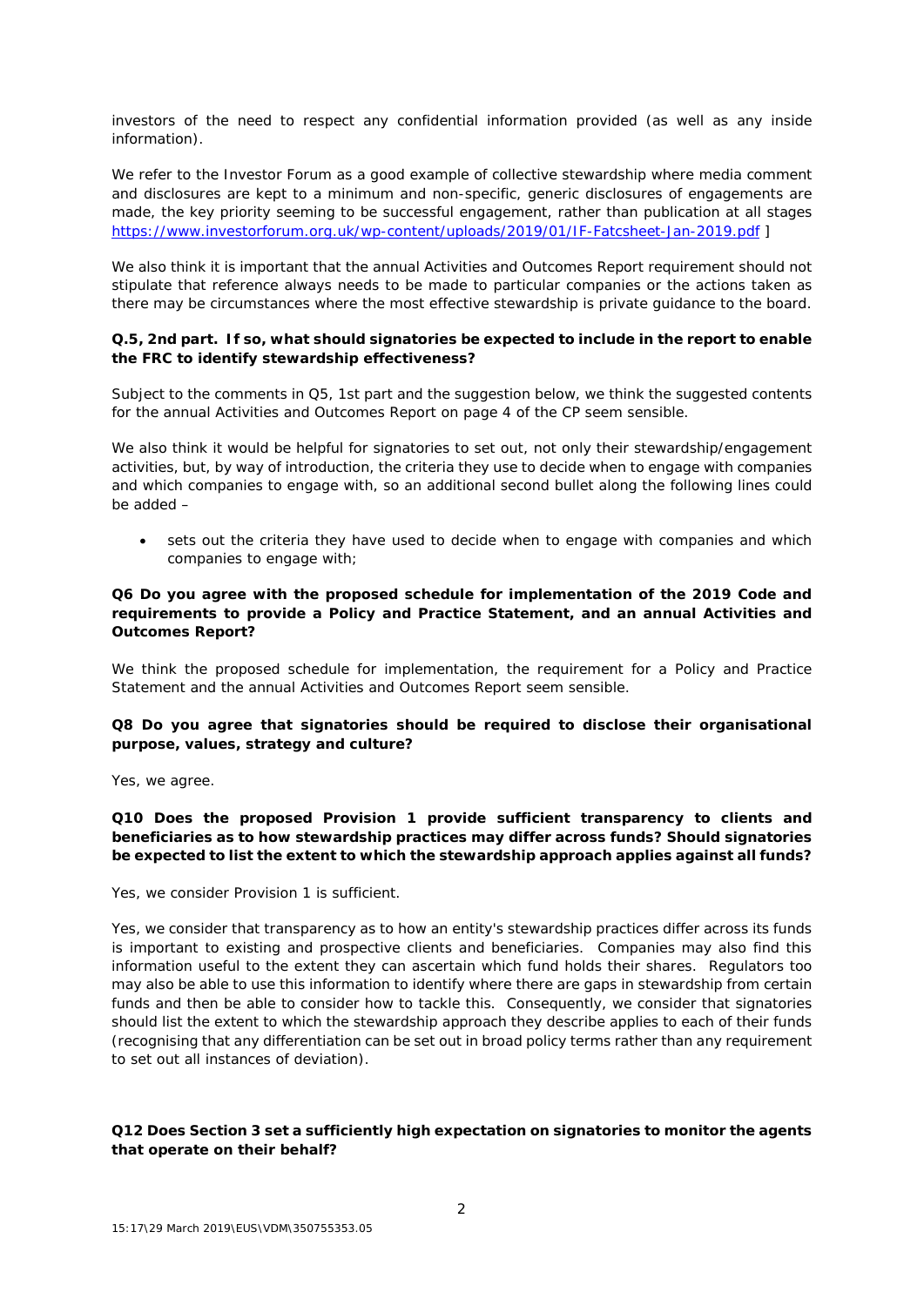investors of the need to respect any confidential information provided (as well as any inside information).

We refer to the Investor Forum as a good example of collective stewardship where media comment and disclosures are kept to a minimum and non-specific, generic disclosures of engagements are made, the key priority seeming to be successful engagement, rather than publication at all stages https://www.investorforum.org.uk/wp-content/uploads/2019/01/IF-Fatcsheet-Jan-2019.pdf ]

We also think it is important that the annual Activities and Outcomes Report requirement should not stipulate that reference always needs to be made to particular companies or the actions taken as there may be circumstances where the most effective stewardship is private guidance to the board.

**Q.5, 2nd part. If so, what should signatories be expected to include in the report to enable the FRC to identify stewardship effectiveness?**

Subject to the comments in Q5, 1st part and the suggestion below, we think the suggested contents for the annual Activities and Outcomes Report on page 4 of the CP seem sensible.

We also think it would be helpful for signatories to set out, not only their stewardship/engagement activities, but, by way of introduction, the criteria they use to decide when to engage with companies and which companies to engage with, so an additional second bullet along the following lines could be added –

- sets out the criteria they have used to decide when to engage with companies and which companies to engage with;

**Q6 Do you agree with the proposed schedule for implementation of the 2019 Code and requirements to provide a Policy and Practice Statement, and an annual Activities and Outcomes Report?**

We think the proposed schedule for implementation, the requirement for a Policy and Practice Statement and the annual Activities and Outcomes Report seem sensible.

**Q8 Do you agree that signatories should be required to disclose their organisational purpose, values, strategy and culture?**

Yes, we agree.

**Q10 Does the proposed Provision 1 provide sufficient transparency to clients and beneficiaries as to how stewardship practices may differ across funds? Should signatories be expected to list the extent to which the stewardship approach applies against all funds?**

Yes, we consider Provision 1 is sufficient.

Yes, we consider that transparency as to how an entity's stewardship practices differ across its funds is important to existing and prospective clients and beneficiaries. Companies may also find this information useful to the extent they can ascertain which fund holds their shares. Regulators too may also be able to use this information to identify where there are gaps in stewardship from certain funds and then be able to consider how to tackle this. Consequently, we consider that signatories should list the extent to which the stewardship approach they describe applies to each of their funds (recognising that any differentiation can be set out in broad policy terms rather than any requirement to set out all instances of deviation).

**Q12 Does Section 3 set a sufficiently high expectation on signatories to monitor the agents that operate on their behalf?**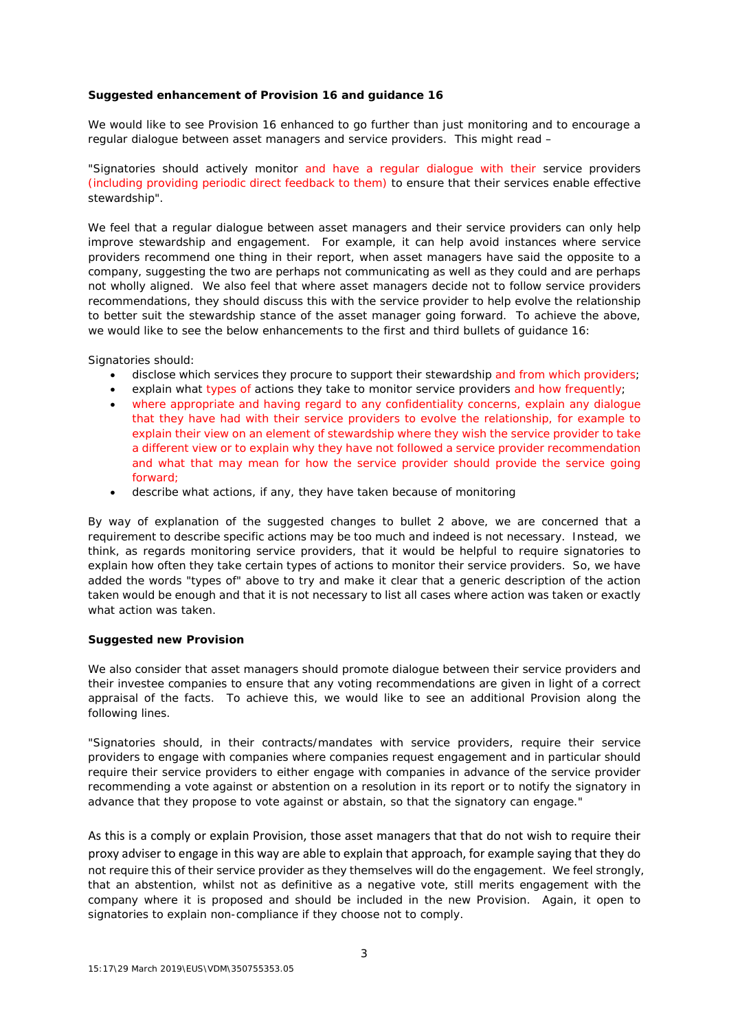**Suggested enhancement of Provision 16 and guidance 16**

We would like to see Provision 16 enhanced to go further than just monitoring and to encourage a regular dialogue between asset managers and service providers. This might read –

"Signatories should actively monitor and have a regular dialogue with their service providers (including providing periodic direct feedback to them) to ensure that their services enable effective stewardship".

We feel that a regular dialogue between asset managers and their service providers can only help improve stewardship and engagement. For example, it can help avoid instances where service providers recommend one thing in their report, when asset managers have said the opposite to a company, suggesting the two are perhaps not communicating as well as they could and are perhaps not wholly aligned. We also feel that where asset managers decide not to follow service providers recommendations, they should discuss this with the service provider to help evolve the relationship to better suit the stewardship stance of the asset manager going forward. To achieve the above, we would like to see the below enhancements to the first and third bullets of guidance 16:

Signatories should:

- disclose which services they procure to support their stewardship and from which providers;
- explain what types of actions they take to monitor service providers and how frequently;
- where appropriate and having regard to any confidentiality concerns, explain any dialogue that they have had with their service providers to evolve the relationship, for example to explain their view on an element of stewardship where they wish the service provider to take a different view or to explain why they have not followed a service provider recommendation and what that may mean for how the service provider should provide the service going forward;
- describe what actions, if any, they have taken because of monitoring

By way of explanation of the suggested changes to bullet 2 above, we are concerned that a requirement to describe specific actions may be too much and indeed is not necessary. Instead, we think, as regards monitoring service providers, that it would be helpful to require signatories to explain how often they take certain types of actions to monitor their service providers. So, we have added the words "types of" above to try and make it clear that a generic description of the action taken would be enough and that it is not necessary to list all cases where action was taken or exactly what action was taken.

**Suggested new Provision**

We also consider that asset managers should promote dialogue between their service providers and their investee companies to ensure that any voting recommendations are given in light of a correct appraisal of the facts. To achieve this, we would like to see an additional Provision along the following lines.

"Signatories should, in their contracts/mandates with service providers, require their service providers to engage with companies where companies request engagement and in particular should require their service providers to either engage with companies in advance of the service provider recommending a vote against or abstention on a resolution in its report or to notify the signatory in advance that they propose to vote against or abstain, so that the signatory can engage."

As this is a comply or explain Provision, those asset managers that that do not wish to require their proxy adviser to engage in this way are able to explain that approach, for example saying that they do not require this of their service provider as they themselves will do the engagement. We feel strongly, that an abstention, whilst not as definitive as a negative vote, still merits engagement with the company where it is proposed and should be included in the new Provision. Again, it open to signatories to explain non-compliance if they choose not to comply.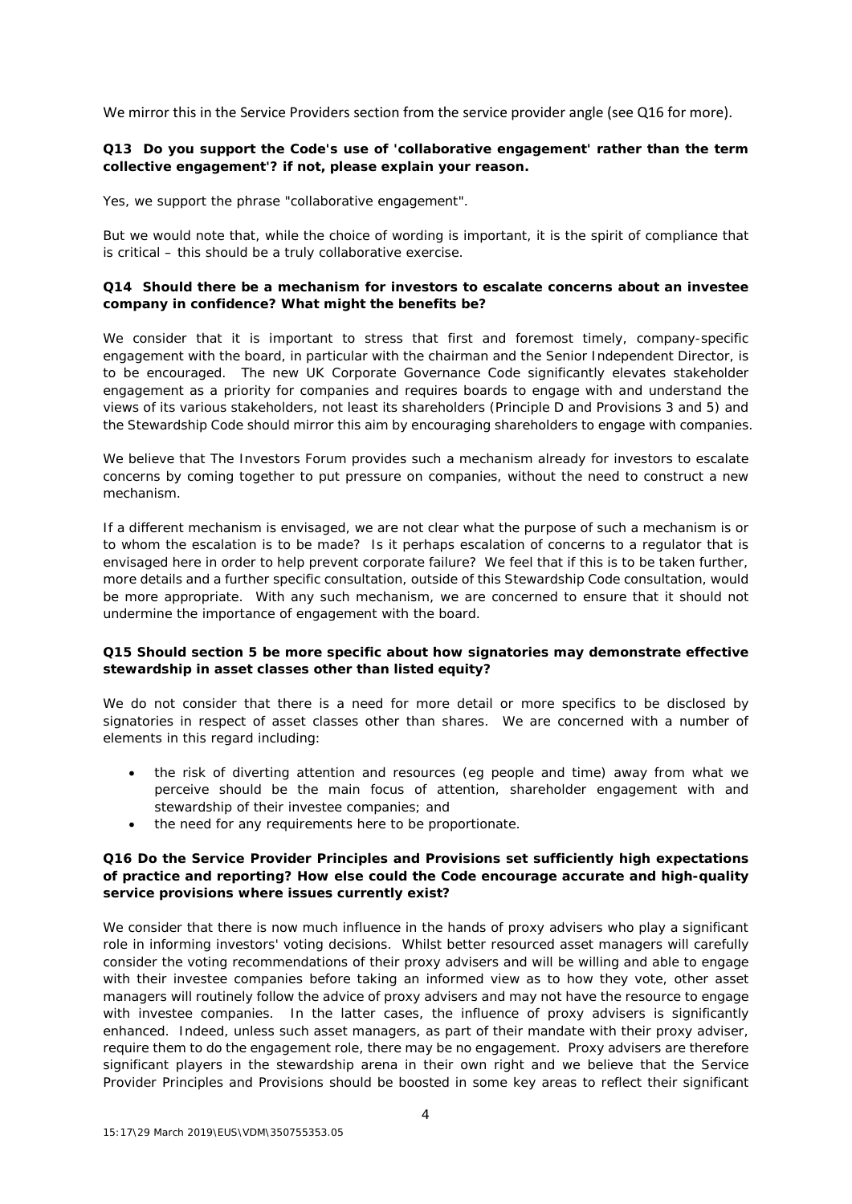We mirror this in the Service Providers section from the service provider angle (see Q16 for more).

**Q13 Do you support the Code's use of 'collaborative engagement' rather than the term collective engagement'? if not, please explain your reason.**

Yes, we support the phrase "collaborative engagement".

But we would note that, while the choice of wording is important, it is the spirit of compliance that is critical – this should be a truly collaborative exercise.

**Q14 Should there be a mechanism for investors to escalate concerns about an investee company in confidence? What might the benefits be?**

We consider that it is important to stress that first and foremost timely, company-specific engagement with the board, in particular with the chairman and the Senior Independent Director, is to be encouraged. The new UK Corporate Governance Code significantly elevates stakeholder engagement as a priority for companies and requires boards to engage with and understand the views of its various stakeholders, not least its shareholders (Principle D and Provisions 3 and 5) and the Stewardship Code should mirror this aim by encouraging shareholders to engage with companies.

We believe that The Investors Forum provides such a mechanism already for investors to escalate concerns by coming together to put pressure on companies, without the need to construct a new mechanism.

If a different mechanism is envisaged, we are not clear what the purpose of such a mechanism is or to whom the escalation is to be made? Is it perhaps escalation of concerns to a regulator that is envisaged here in order to help prevent corporate failure? We feel that if this is to be taken further, more details and a further specific consultation, outside of this Stewardship Code consultation, would be more appropriate. With any such mechanism, we are concerned to ensure that it should not undermine the importance of engagement with the board.

**Q15 Should section 5 be more specific about how signatories may demonstrate effective stewardship in asset classes other than listed equity?**

We do not consider that there is a need for more detail or more specifics to be disclosed by signatories in respect of asset classes other than shares. We are concerned with a number of elements in this regard including:

- the risk of diverting attention and resources (eg people and time) away from what we perceive should be the main focus of attention, shareholder engagement with and stewardship of their investee companies; and
- the need for any requirements here to be proportionate.

**Q16 Do the Service Provider Principles and Provisions set sufficiently high expectations of practice and reporting? How else could the Code encourage accurate and high-quality service provisions where issues currently exist?**

We consider that there is now much influence in the hands of proxy advisers who play a significant role in informing investors' voting decisions. Whilst better resourced asset managers will carefully consider the voting recommendations of their proxy advisers and will be willing and able to engage with their investee companies before taking an informed view as to how they vote, other asset managers will routinely follow the advice of proxy advisers and may not have the resource to engage with investee companies. In the latter cases, the influence of proxy advisers is significantly enhanced. Indeed, unless such asset managers, as part of their mandate with their proxy adviser, require them to do the engagement role, there may be no engagement. Proxy advisers are therefore significant players in the stewardship arena in their own right and we believe that the Service Provider Principles and Provisions should be boosted in some key areas to reflect their significant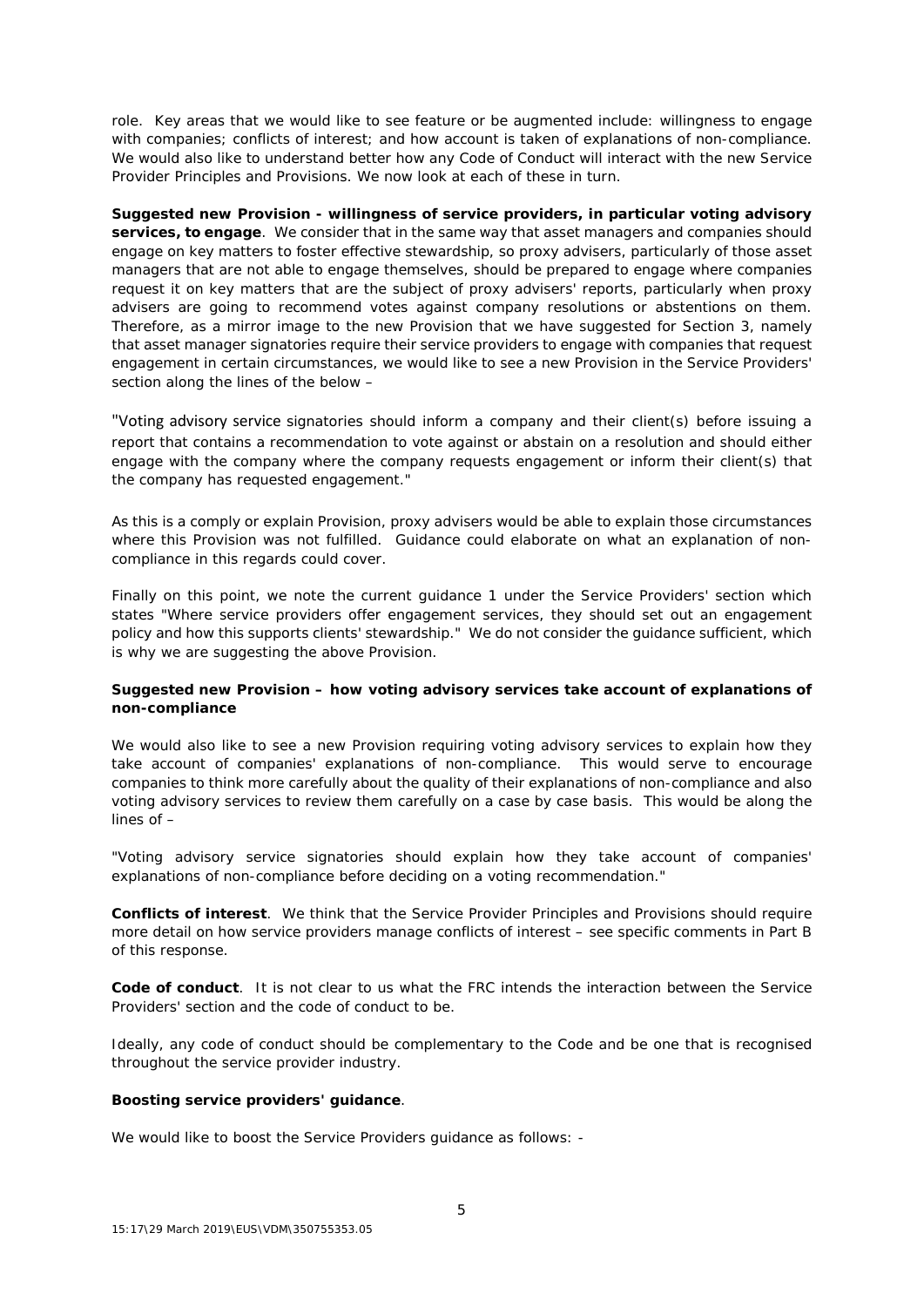role. Key areas that we would like to see feature or be augmented include: willingness to engage with companies; conflicts of interest; and how account is taken of explanations of non-compliance. We would also like to understand better how any Code of Conduct will interact with the new Service Provider Principles and Provisions. We now look at each of these in turn.

**Suggested new Provision - willingness of service providers, in particular voting advisory services, to engage**. We consider that in the same way that asset managers and companies should engage on key matters to foster effective stewardship, so proxy advisers, particularly of those asset managers that are not able to engage themselves, should be prepared to engage where companies request it on key matters that are the subject of proxy advisers' reports, particularly when proxy advisers are going to recommend votes against company resolutions or abstentions on them. Therefore, as a mirror image to the new Provision that we have suggested for Section 3, namely that asset manager signatories require their service providers to engage with companies that request engagement in certain circumstances, we would like to see a new Provision in the Service Providers' section along the lines of the below –

"Voting advisory service signatories should inform a company and their client(s) before issuing a report that contains a recommendation to vote against or abstain on a resolution and should either engage with the company where the company requests engagement or inform their client(s) that the company has requested engagement."

As this is a comply or explain Provision, proxy advisers would be able to explain those circumstances where this Provision was not fulfilled. Guidance could elaborate on what an explanation of non-compliance in this regards could cover.

Finally on this point, we note the current guidance 1 under the Service Providers' section which states "Where service providers offer engagement services, they should set out an engagement policy and how this supports clients' stewardship." We do not consider the guidance sufficient, which is why we are suggesting the above Provision.

**Suggested new Provision – how voting advisory services take account of explanations of non-compliance**

We would also like to see a new Provision requiring voting advisory services to explain how they take account of companies' explanations of non-compliance. This would serve to encourage companies to think more carefully about the quality of their explanations of non-compliance and also voting advisory services to review them carefully on a case by case basis. This would be along the lines of –

"Voting advisory service signatories should explain how they take account of companies' explanations of non-compliance before deciding on a voting recommendation."

**Conflicts of interest**. We think that the Service Provider Principles and Provisions should require more detail on how service providers manage conflicts of interest – see specific comments in Part B of this response.

**Code of conduct**. It is not clear to us what the FRC intends the interaction between the Service Providers' section and the code of conduct to be.

Ideally, any code of conduct should be complementary to the Code and be one that is recognised throughout the service provider industry.

**Boosting service providers' guidance**.

We would like to boost the Service Providers guidance as follows: -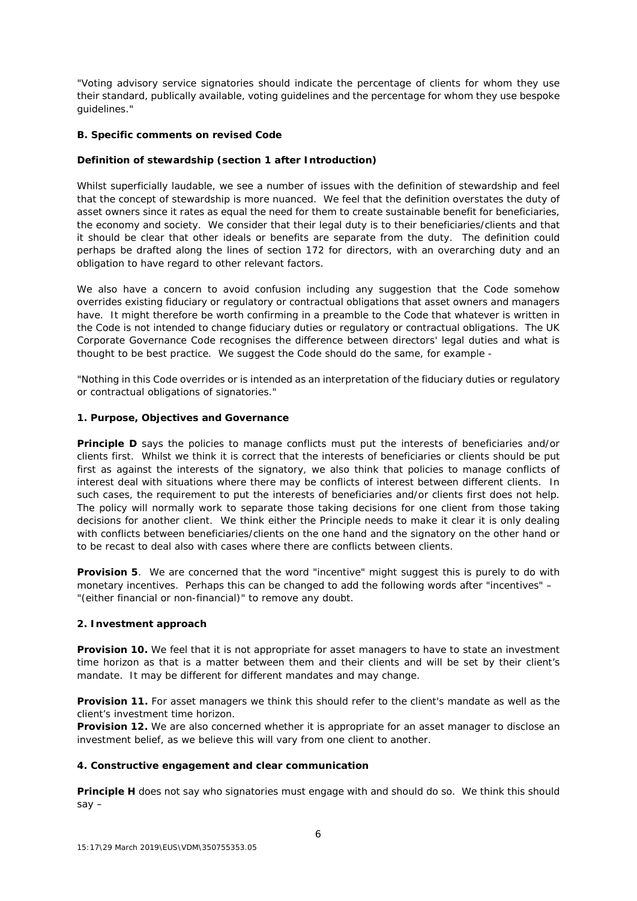"Voting advisory service signatories should indicate the percentage of clients for whom they use their standard, publically available, voting guidelines and the percentage for whom they use bespoke guidelines."

**B. Specific comments on revised Code**

**Definition of stewardship (section 1 after Introduction)**

Whilst superficially laudable, we see a number of issues with the definition of stewardship and feel that the concept of stewardship is more nuanced. We feel that the definition overstates the duty of asset owners since it rates as equal the need for them to create sustainable benefit for beneficiaries, the economy and society. We consider that their legal duty is to their beneficiaries/clients and that it should be clear that other ideals or benefits are separate from the duty. The definition could perhaps be drafted along the lines of section 172 for directors, with an overarching duty and an obligation to have regard to other relevant factors.

We also have a concern to avoid confusion including any suggestion that the Code somehow overrides existing fiduciary or regulatory or contractual obligations that asset owners and managers have. It might therefore be worth confirming in a preamble to the Code that whatever is written in the Code is not intended to change fiduciary duties or regulatory or contractual obligations. The UK Corporate Governance Code recognises the difference between directors' legal duties and what is thought to be best practice. We suggest the Code should do the same, for example -

"Nothing in this Code overrides or is intended as an interpretation of the fiduciary duties or regulatory or contractual obligations of signatories."

**1. Purpose, Objectives and Governance**

**Principle D** says the policies to manage conflicts must put the interests of beneficiaries and/or clients first. Whilst we think it is correct that the interests of beneficiaries or clients should be put first as against the interests of the signatory, we also think that policies to manage conflicts of interest deal with situations where there may be conflicts of interest between different clients. In such cases, the requirement to put the interests of beneficiaries and/or clients first does not help. The policy will normally work to separate those taking decisions for one client from those taking decisions for another client. We think either the Principle needs to make it clear it is only dealing with conflicts between beneficiaries/clients on the one hand and the signatory on the other hand or to be recast to deal also with cases where there are conflicts between clients.

**Provision 5**. We are concerned that the word "incentive" might suggest this is purely to do with monetary incentives. Perhaps this can be changed to add the following words after "incentives" – "(either financial or non-financial)" to remove any doubt.

**2. Investment approach**

**Provision 10.** We feel that it is not appropriate for asset managers to have to state an investment time horizon as that is a matter between them and their clients and will be set by their client's mandate. It may be different for different mandates and may change.

**Provision 11.** For asset managers we think this should refer to the client's mandate as well as the client's investment time horizon.

**Provision 12.** We are also concerned whether it is appropriate for an asset manager to disclose an investment belief, as we believe this will vary from one client to another.

**4. Constructive engagement and clear communication**

**Principle H** does not say who signatories must engage with and should do so. We think this should say –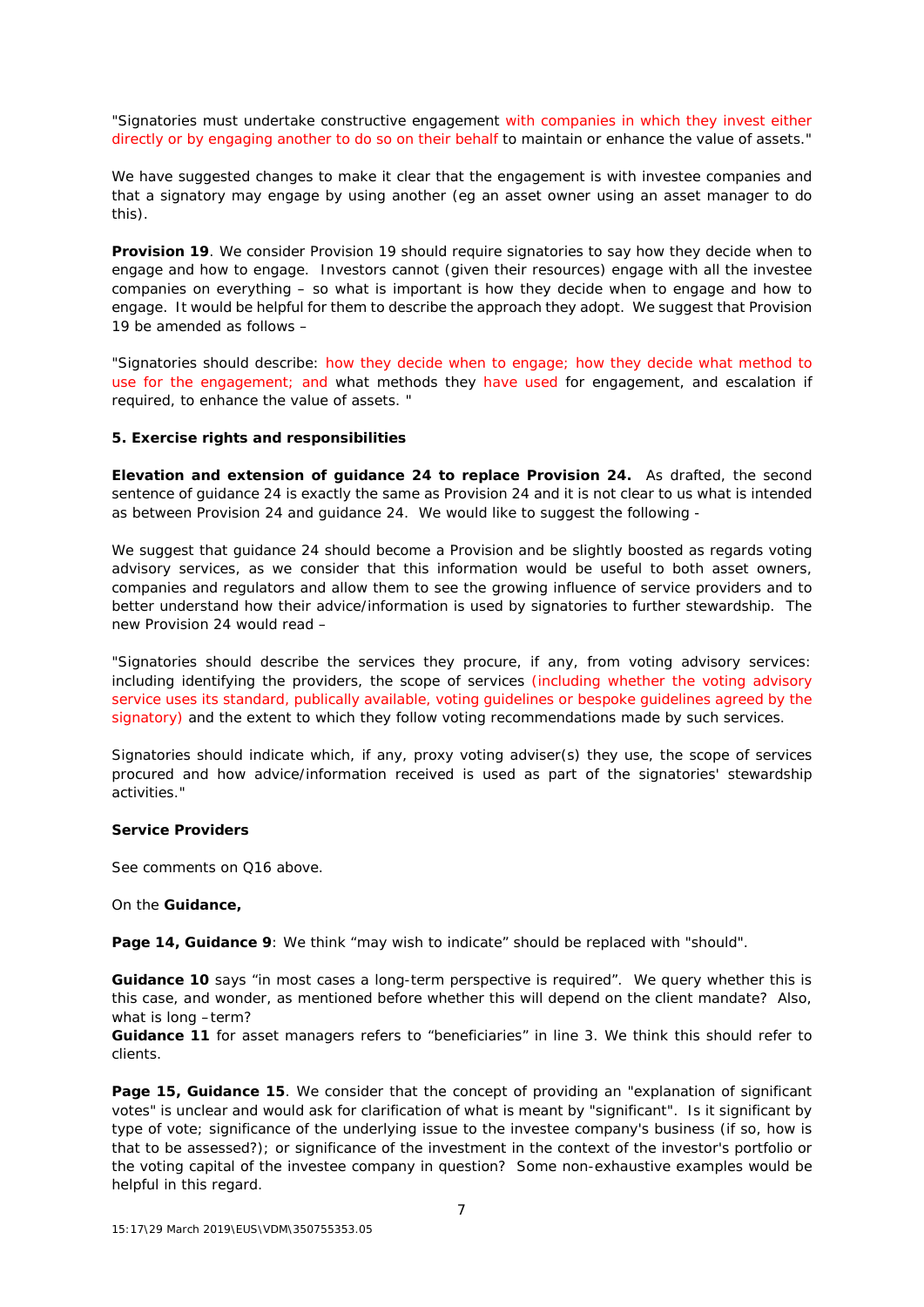"Signatories must undertake constructive engagement with companies in which they invest either directly or by engaging another to do so on their behalf to maintain or enhance the value of assets."

We have suggested changes to make it clear that the engagement is with investee companies and that a signatory may engage by using another (eg an asset owner using an asset manager to do this).

**Provision 19**. We consider Provision 19 should require signatories to say how they decide when to engage and how to engage. Investors cannot (given their resources) engage with all the investee companies on everything – so what is important is how they decide when to engage and how to engage. It would be helpful for them to describe the approach they adopt. We suggest that Provision 19 be amended as follows –

"Signatories should describe: how they decide when to engage; how they decide what method to use for the engagement; and what methods they have used for engagement, and escalation if required, to enhance the value of assets. "

**5. Exercise rights and responsibilities**

**Elevation and extension of guidance 24 to replace Provision 24.** As drafted, the second sentence of guidance 24 is exactly the same as Provision 24 and it is not clear to us what is intended as between Provision 24 and guidance 24. We would like to suggest the following -

We suggest that guidance 24 should become a Provision and be slightly boosted as regards voting advisory services, as we consider that this information would be useful to both asset owners, companies and regulators and allow them to see the growing influence of service providers and to better understand how their advice/information is used by signatories to further stewardship. The new Provision 24 would read –

"Signatories should describe the services they procure, if any, from voting advisory services: including identifying the providers, the scope of services (including whether the voting advisory service uses its standard, publically available, voting guidelines or bespoke guidelines agreed by the signatory) and the extent to which they follow voting recommendations made by such services.

Signatories should indicate which, if any, proxy voting adviser(s) they use, the scope of services procured and how advice/information received is used as part of the signatories' stewardship activities."

**Service Providers**

See comments on Q16 above.

On the **Guidance,**

**Page 14, Guidance 9**: We think "may wish to indicate" should be replaced with "should".

**Guidance 10** says "in most cases a long-term perspective is required". We query whether this is this case, and wonder, as mentioned before whether this will depend on the client mandate? Also, what is long –term?

**Guidance 11** for asset managers refers to "beneficiaries" in line 3. We think this should refer to clients.

**Page 15, Guidance 15**. We consider that the concept of providing an "explanation of significant votes" is unclear and would ask for clarification of what is meant by "significant". Is it significant by type of vote; significance of the underlying issue to the investee company's business (if so, how is that to be assessed?); or significance of the investment in the context of the investor's portfolio or the voting capital of the investee company in question? Some non-exhaustive examples would be helpful in this regard.

15:17\29 March 2019\EUS\VDM\350755353.05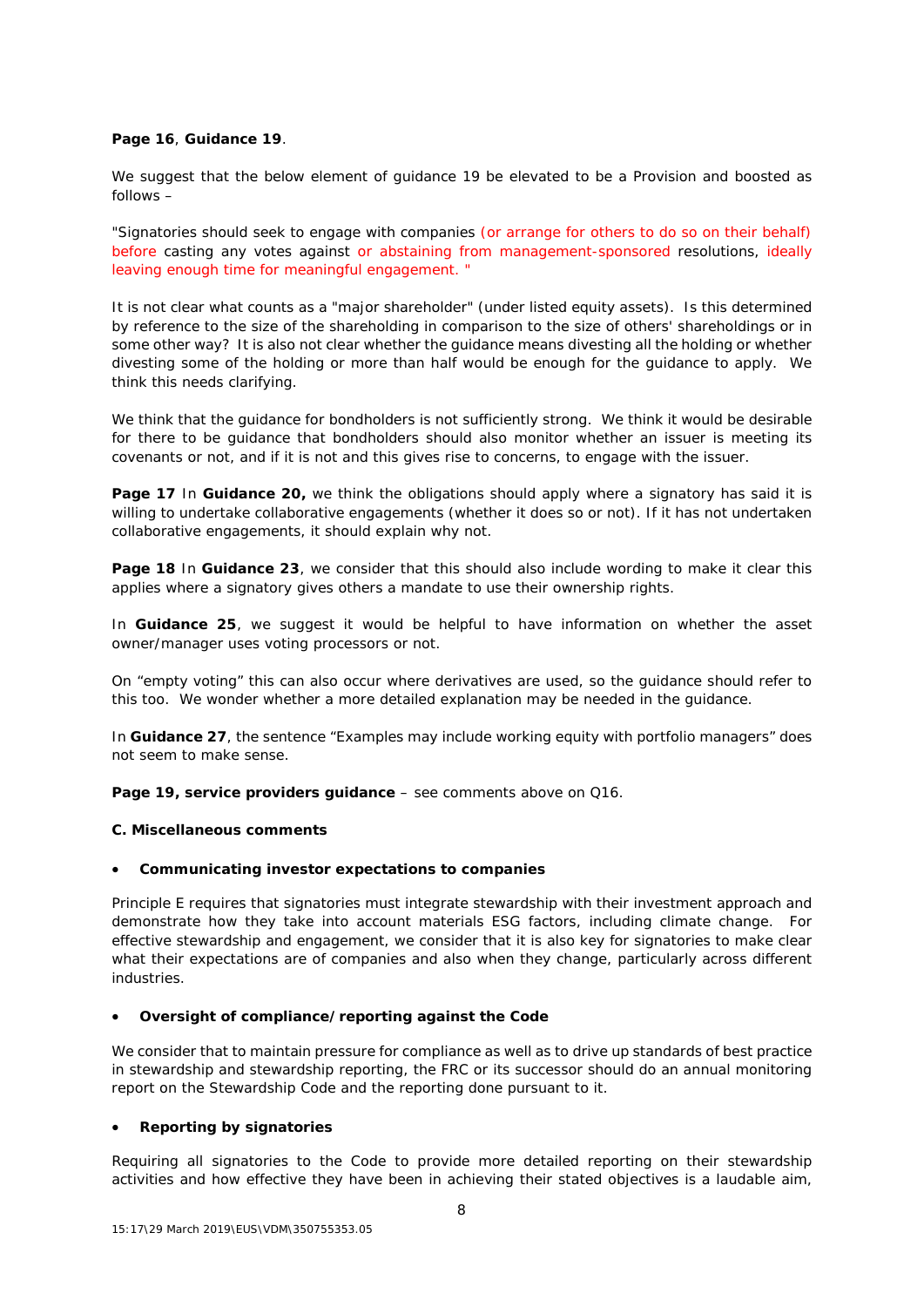**Page 16**, **Guidance 19**.

We suggest that the below element of guidance 19 be elevated to be a Provision and boosted as follows –

"Signatories should seek to engage with companies (or arrange for others to do so on their behalf) before casting any votes against or abstaining from management-sponsored resolutions, ideally leaving enough time for meaningful engagement. "

It is not clear what counts as a "major shareholder" (under listed equity assets). Is this determined by reference to the size of the shareholding in comparison to the size of others' shareholdings or in some other way? It is also not clear whether the guidance means divesting all the holding or whether divesting some of the holding or more than half would be enough for the guidance to apply. We think this needs clarifying.

We think that the guidance for bondholders is not sufficiently strong. We think it would be desirable for there to be guidance that bondholders should also monitor whether an issuer is meeting its covenants or not, and if it is not and this gives rise to concerns, to engage with the issuer.

**Page 17** In **Guidance 20,** we think the obligations should apply where a signatory has said it is willing to undertake collaborative engagements (whether it does so or not). If it has not undertaken collaborative engagements, it should explain why not.

**Page 18** In **Guidance 23**, we consider that this should also include wording to make it clear this applies where a signatory gives others a mandate to use their ownership rights.

In **Guidance 25**, we suggest it would be helpful to have information on whether the asset owner/manager uses voting processors or not.

On "empty voting" this can also occur where derivatives are used, so the guidance should refer to this too. We wonder whether a more detailed explanation may be needed in the guidance.

In **Guidance 27**, the sentence "Examples may include working equity with portfolio managers" does not seem to make sense.

**Page 19, service providers guidance** – see comments above on Q16.

**C. Miscellaneous comments**

- **Communicating investor expectations to companies**

Principle E requires that signatories must integrate stewardship with their investment approach and demonstrate how they take into account materials ESG factors, including climate change. For effective stewardship and engagement, we consider that it is also key for signatories to make clear what their expectations are of companies and also when they change, particularly across different industries.

- **Oversight of compliance/reporting against the Code**

We consider that to maintain pressure for compliance as well as to drive up standards of best practice in stewardship and stewardship reporting, the FRC or its successor should do an annual monitoring report on the Stewardship Code and the reporting done pursuant to it.

- **Reporting by signatories**

Requiring all signatories to the Code to provide more detailed reporting on their stewardship activities and how effective they have been in achieving their stated objectives is a laudable aim,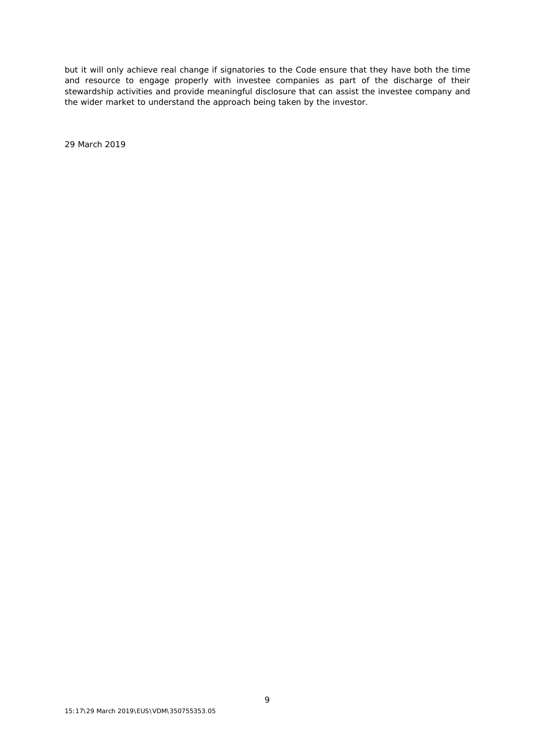but it will only achieve real change if signatories to the Code ensure that they have both the time and resource to engage properly with investee companies as part of the discharge of their stewardship activities and provide meaningful disclosure that can assist the investee company and the wider market to understand the approach being taken by the investor.

29 March 2019